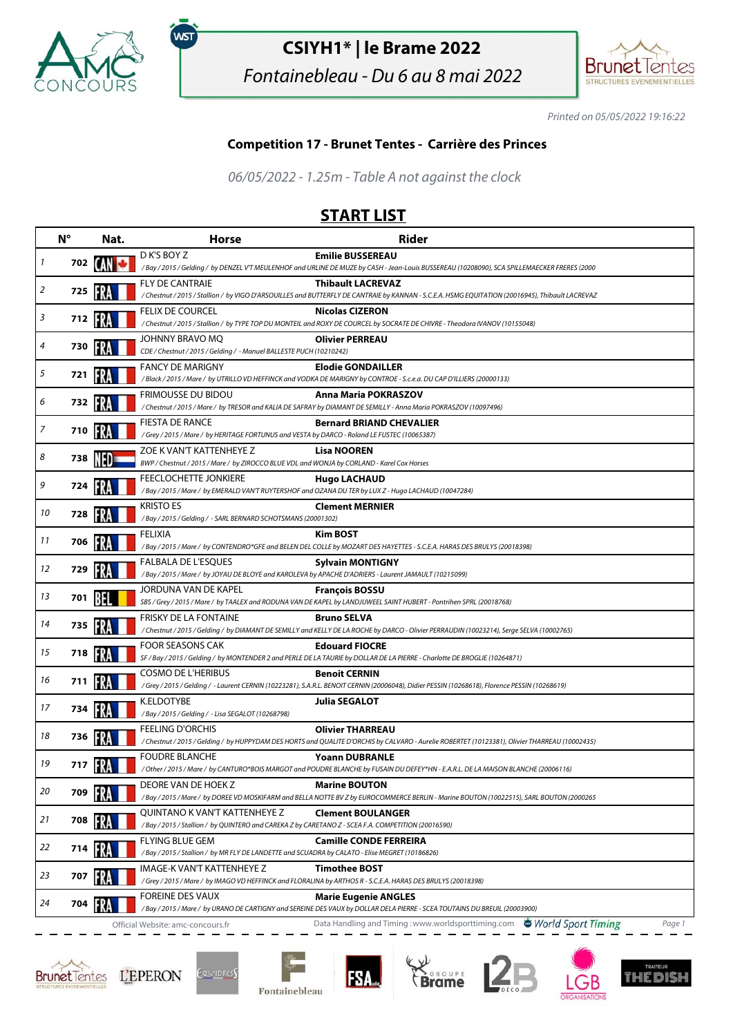# CSIYH1* | le Brame 2022

*Fontainebleau - Du 6 au 8 mai 2022*

*Printed on 05/05/2022 19:16:22*

## Competition 17 - Brunet Tentes - Carrière des Princes

*06/05/2022 - 1.25m - Table A not against the clock*

## START LIST

| | N° | Nat. | Horse | Rider |
|---|---|---|---|---|
| 1 | 702 | CAN | D K'S BOY Z<br>*/ Bay / 2015 / Gelding / by DENZEL V'T MEULENHOF and URLINE DE MUZE by CASH - Jean-Louis BUSSEREAU (10208090), SCA SPILLEMAECKER FRERES (2000* | **Emilie BUSSEREAU** |
| 2 | 725 | FRA | FLY DE CANTRAIE<br>*/ Chestnut / 2015 / Stallion / by VIGO D'ARSOUILLES and BUTTERFLY DE CANTRAIE by KANNAN - S.C.E.A. HSMG EQUITATION (20016945), Thibault LACREVAZ* | **Thibault LACREVAZ** |
| 3 | 712 | FRA | FELIX DE COURCEL<br>*/ Chestnut / 2015 / Stallion / by TYPE TOP DU MONTEIL and ROXY DE COURCEL by SOCRATE DE CHIVRE - Theodora IVANOV (10155048)* | **Nicolas CIZERON** |
| 4 | 730 | FRA | JOHNNY BRAVO MQ<br>*CDE / Chestnut / 2015 / Gelding / - Manuel BALLESTE PUCH (10210242)* | **Olivier PERREAU** |
| 5 | 721 | FRA | FANCY DE MARIGNY<br>*/ Black / 2015 / Mare / by UTRILLO VD HEFFINCK and VODKA DE MARIGNY by CONTROE - S.c.e.a. DU CAP D'ILLIERS (20000133)* | **Elodie GONDAILLER** |
| 6 | 732 | FRA | FRIMOUSSE DU BIDOU<br>*/ Chestnut / 2015 / Mare / by TRESOR and KALIA DE SAFRAY by DIAMANT DE SEMILLY - Anna Maria POKRASZOV (10097496)* | **Anna Maria POKRASZOV** |
| 7 | 710 | FRA | FIESTA DE RANCE<br>*/ Grey / 2015 / Mare / by HERITAGE FORTUNUS and VESTA by DARCO - Roland LE FUSTEC (10065387)* | **Bernard BRIAND CHEVALIER** |
| 8 | 738 | NED | ZOE K VAN'T KATTENHEYE Z<br>*BWP / Chestnut / 2015 / Mare / by ZIROCCO BLUE VDL and WONJA by CORLAND - Karel Cox Horses* | **Lisa NOOREN** |
| 9 | 724 | FRA | FEECLOCHETTE JONKIERE<br>*/ Bay / 2015 / Mare / by EMERALD VAN'T RUYTERSHOF and OZANA DU TER by LUX Z - Hugo LACHAUD (10047284)* | **Hugo LACHAUD** |
| 10 | 728 | FRA | KRISTO ES<br>*/ Bay / 2015 / Gelding / - SARL BERNARD SCHOTSMANS (20001302)* | **Clement MERNIER** |
| 11 | 706 | FRA | FELIXIA<br>*/ Bay / 2015 / Mare / by CONTENDRO*GFE and BELEN DEL COLLE by MOZART DES HAYETTES - S.C.E.A. HARAS DES BRULYS (20018398)* | **Kim BOST** |
| 12 | 729 | FRA | FALBALA DE L'ESQUES<br>*/ Bay / 2015 / Mare / by JOYAU DE BLOYE and KAROLEVA by APACHE D'ADRIERS - Laurent JAMAULT (10215099)* | **Sylvain MONTIGNY** |
| 13 | 701 | BEL | JORDUNA VAN DE KAPEL<br>*SBS / Grey / 2015 / Mare / by TAALEX and RODUNA VAN DE KAPEL by LANDJUWEEL SAINT HUBERT - Pontrihen SPRL (20018768)* | **François BOSSU** |
| 14 | 735 | FRA | FRISKY DE LA FONTAINE<br>*/ Chestnut / 2015 / Gelding / by DIAMANT DE SEMILLY and KELLY DE LA ROCHE by DARCO - Olivier PERRAUDIN (10023214), Serge SELVA (10002765)* | **Bruno SELVA** |
| 15 | 718 | FRA | FOOR SEASONS CAK<br>*SF / Bay / 2015 / Gelding / by MONTENDER 2 and PERLE DE LA TAURIE by DOLLAR DE LA PIERRE - Charlotte DE BROGLIE (10264871)* | **Edouard FIOCRE** |
| 16 | 711 | FRA | COSMO DE L'HERIBUS<br>*/ Grey / 2015 / Gelding / - Laurent CERNIN (10223281), S.A.R.L. BENOIT CERNIN (20006048), Didier PESSIN (10268618), Florence PESSIN (10268619)* | **Benoit CERNIN** |
| 17 | 734 | FRA | K.ELDOTYBE<br>*/ Bay / 2015 / Gelding / - Lisa SEGALOT (10268798)* | **Julia SEGALOT** |
| 18 | 736 | FRA | FEELING D'ORCHIS<br>*/ Chestnut / 2015 / Gelding / by HUPPYDAM DES HORTS and QUALITE D'ORCHIS by CALVARO - Aurelie ROBERTET (10123381), Olivier THARREAU (10002435)* | **Olivier THARREAU** |
| 19 | 717 | FRA | FOUDRE BLANCHE<br>*/ Other / 2015 / Mare / by CANTURO*BOIS MARGOT and POUDRE BLANCHE by FUSAIN DU DEFEY*HN - E.A.R.L. DE LA MAISON BLANCHE (20006116)* | **Yoann DUBRANLE** |
| 20 | 709 | FRA | DEORE VAN DE HOEK Z<br>*/ Bay / 2015 / Mare / by DOREE VD MOSKIFARM and BELLA NOTTE BV Z by EUROCOMMERCE BERLIN - Marine BOUTON (10022515), SARL BOUTON (2000265* | **Marine BOUTON** |
| 21 | 708 | FRA | QUINTANO K VAN'T KATTENHEYE Z<br>*/ Bay / 2015 / Stallion / by QUINTERO and CAREKA Z by CARETANO Z - SCEA F.A. COMPETITION (20016590)* | **Clement BOULANGER** |
| 22 | 714 | FRA | FLYING BLUE GEM<br>*/ Bay / 2015 / Stallion / by MR FLY DE LANDETTE and SCUADRA by CALATO - Elise MEGRET (10186826)* | **Camille CONDE FERREIRA** |
| 23 | 707 | FRA | IMAGE-K VAN'T KATTENHEYE Z<br>*/ Grey / 2015 / Mare / by IMAGO VD HEFFINCK and FLORALINA by ARTHOS R - S.C.E.A. HARAS DES BRULYS (20018398)* | **Timothee BOST** |
| 24 | 704 | FRA | FOREINE DES VAUX<br>*/ Bay / 2015 / Mare / by URANO DE CARTIGNY and SEREINE DES VAUX by DOLLAR DELA PIERRE - SCEA TOUTAINS DU BREUIL (20003900)* | **Marie Eugenie ANGLES** |

Official Website: amc-concours.fr — Data Handling and Timing : www.worldsporttiming.com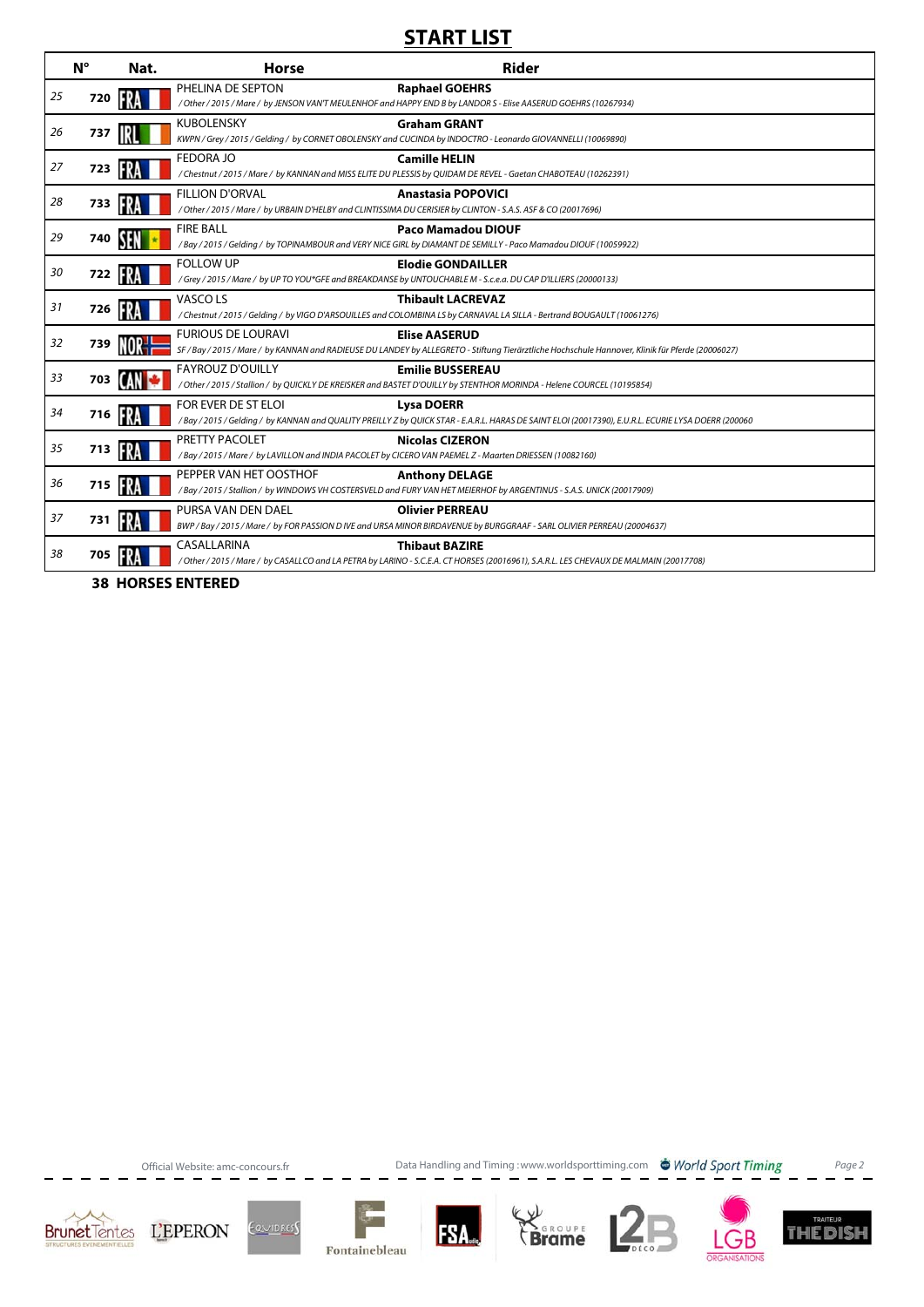## START LIST

| | N° | Nat. | Horse | Rider |
|---|---|---|---|---|
| 25 | 720 | FRA | PHELINA DE SEPTON<br>*/ Other / 2015 / Mare / by JENSON VAN'T MEULENHOF and HAPPY END B by LANDOR S - Elise AASERUD GOEHRS (10267934)* | **Raphael GOEHRS** |
| 26 | 737 | IRL | KUBOLENSKY<br>*KWPN / Grey / 2015 / Gelding / by CORNET OBOLENSKY and CUCINDA by INDOCTRO - Leonardo GIOVANNELLI (10069890)* | **Graham GRANT** |
| 27 | 723 | FRA | FEDORA JO<br>*/ Chestnut / 2015 / Mare / by KANNAN and MISS ELITE DU PLESSIS by QUIDAM DE REVEL - Gaetan CHABOTEAU (10262391)* | **Camille HELIN** |
| 28 | 733 | FRA | FILLION D'ORVAL<br>*/ Other / 2015 / Mare / by URBAIN D'HELBY and CLINTISSIMA DU CERISIER by CLINTON - S.A.S. ASF & CO (20017696)* | **Anastasia POPOVICI** |
| 29 | 740 | SEN | FIRE BALL<br>*/ Bay / 2015 / Gelding / by TOPINAMBOUR and VERY NICE GIRL by DIAMANT DE SEMILLY - Paco Mamadou DIOUF (10059922)* | **Paco Mamadou DIOUF** |
| 30 | 722 | FRA | FOLLOW UP<br>*/ Grey / 2015 / Mare / by UP TO YOU*GFE and BREAKDANSE by UNTOUCHABLE M - S.c.e.a. DU CAP D'ILLIERS (20000133)* | **Elodie GONDAILLER** |
| 31 | 726 | FRA | VASCO LS<br>*/ Chestnut / 2015 / Gelding / by VIGO D'ARSOUILLES and COLOMBINA LS by CARNAVAL LA SILLA - Bertrand BOUGAULT (10061276)* | **Thibault LACREVAZ** |
| 32 | 739 | NOR | FURIOUS DE LOURAVI<br>*SF / Bay / 2015 / Mare / by KANNAN and RADIEUSE DU LANDEY by ALLEGRETO - Stiftung Tierärztliche Hochschule Hannover, Klinik für Pferde (20006027)* | **Elise AASERUD** |
| 33 | 703 | CAN | FAYROUZ D'OUILLY<br>*/ Other / 2015 / Stallion / by QUICKLY DE KREISKER and BASTET D'OUILLY by STENTHOR MORINDA - Helene COURCEL (10195854)* | **Emilie BUSSEREAU** |
| 34 | 716 | FRA | FOR EVER DE ST ELOI<br>*/ Bay / 2015 / Gelding / by KANNAN and QUALITY PREILLY Z by QUICK STAR - E.A.R.L. HARAS DE SAINT ELOI (20017390), E.U.R.L. ECURIE LYSA DOERR (200060* | **Lysa DOERR** |
| 35 | 713 | FRA | PRETTY PACOLET<br>*/ Bay / 2015 / Mare / by LAVILLON and INDIA PACOLET by CICERO VAN PAEMEL Z - Maarten DRIESSEN (10082160)* | **Nicolas CIZERON** |
| 36 | 715 | FRA | PEPPER VAN HET OOSTHOF<br>*/ Bay / 2015 / Stallion / by WINDOWS VH COSTERSVELD and FURY VAN HET MEIERHOF by ARGENTINUS - S.A.S. UNICK (20017909)* | **Anthony DELAGE** |
| 37 | 731 | FRA | PURSA VAN DEN DAEL<br>*BWP / Bay / 2015 / Mare / by FOR PASSION D IVE and URSA MINOR BIRDAVENUE by BURGGRAAF - SARL OLIVIER PERREAU (20004637)* | **Olivier PERREAU** |
| 38 | 705 | FRA | CASALLARINA<br>*/ Other / 2015 / Mare / by CASALLCO and LA PETRA by LARINO - S.C.E.A. CT HORSES (20016961), S.A.R.L. LES CHEVAUX DE MALMAIN (20017708)* | **Thibaut BAZIRE** |

**38 HORSES ENTERED**

Official Website: amc-concours.fr

Data Handling and Timing : www.worldsporttiming.com World Sport Timing